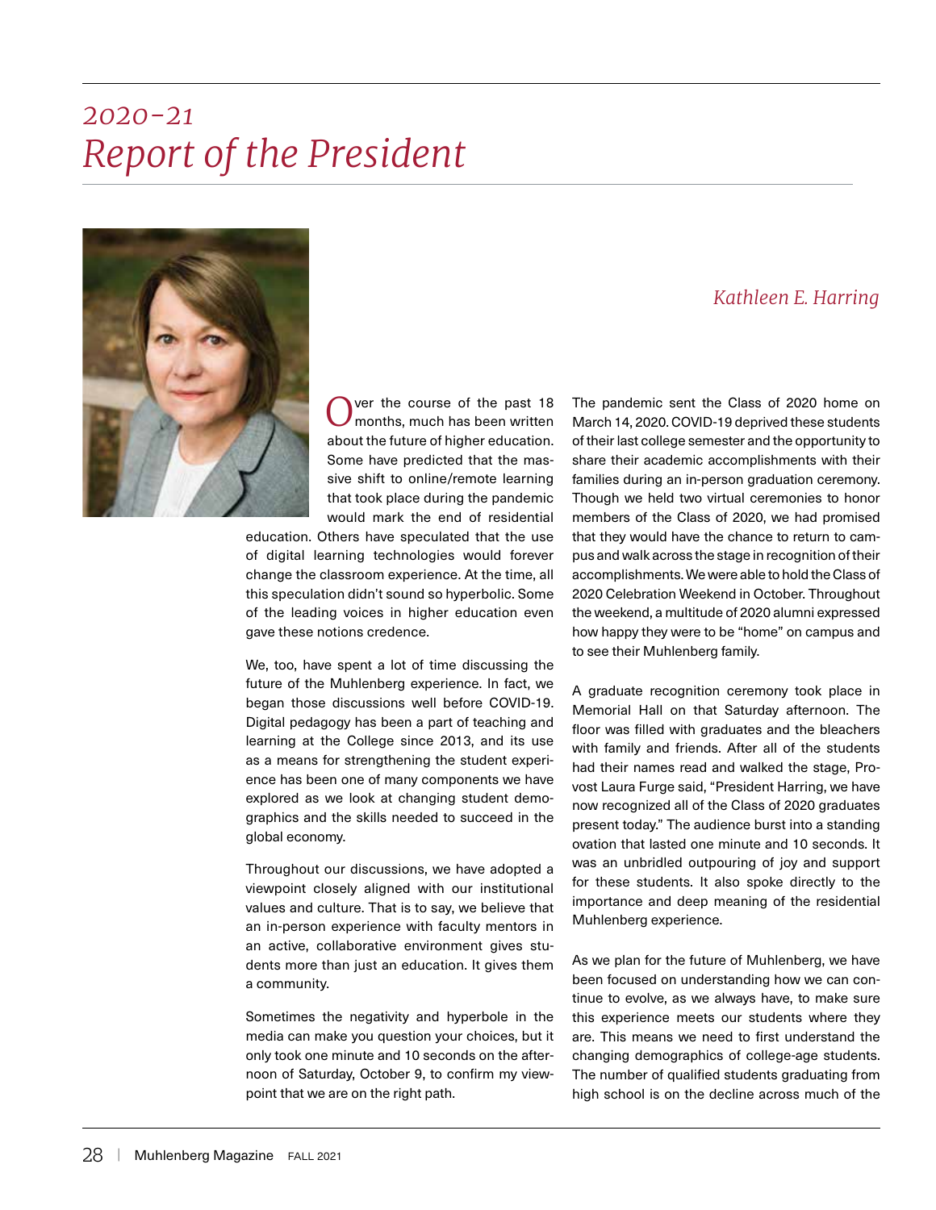# 2020–21 Report of the President

*Kathleen E. Harring*

Over the course of the past 18 months, much has been written about the future of higher education. Some have predicted that the massive shift to online/remote learning that took place during the pandemic would mark the end of residential education. Others have speculated that the use of digital learning technologies would forever change the classroom experience. At the time, all this speculation didn't sound so hyperbolic. Some of the leading voices in higher education even gave these notions credence.

We, too, have spent a lot of time discussing the future of the Muhlenberg experience. In fact, we began those discussions well before COVID-19. Digital pedagogy has been a part of teaching and learning at the College since 2013, and its use as a means for strengthening the student experience has been one of many components we have explored as we look at changing student demographics and the skills needed to succeed in the global economy.

Throughout our discussions, we have adopted a viewpoint closely aligned with our institutional values and culture. That is to say, we believe that an in-person experience with faculty mentors in an active, collaborative environment gives students more than just an education. It gives them a community.

Sometimes the negativity and hyperbole in the media can make you question your choices, but it only took one minute and 10 seconds on the afternoon of Saturday, October 9, to confirm my viewpoint that we are on the right path.

The pandemic sent the Class of 2020 home on March 14, 2020. COVID-19 deprived these students of their last college semester and the opportunity to share their academic accomplishments with their families during an in-person graduation ceremony. Though we held two virtual ceremonies to honor members of the Class of 2020, we had promised that they would have the chance to return to campus and walk across the stage in recognition of their accomplishments. We were able to hold the Class of 2020 Celebration Weekend in October. Throughout the weekend, a multitude of 2020 alumni expressed how happy they were to be "home" on campus and to see their Muhlenberg family.

A graduate recognition ceremony took place in Memorial Hall on that Saturday afternoon. The floor was filled with graduates and the bleachers with family and friends. After all of the students had their names read and walked the stage, Provost Laura Furge said, "President Harring, we have now recognized all of the Class of 2020 graduates present today." The audience burst into a standing ovation that lasted one minute and 10 seconds. It was an unbridled outpouring of joy and support for these students. It also spoke directly to the importance and deep meaning of the residential Muhlenberg experience.

As we plan for the future of Muhlenberg, we have been focused on understanding how we can continue to evolve, as we always have, to make sure this experience meets our students where they are. This means we need to first understand the changing demographics of college-age students. The number of qualified students graduating from high school is on the decline across much of the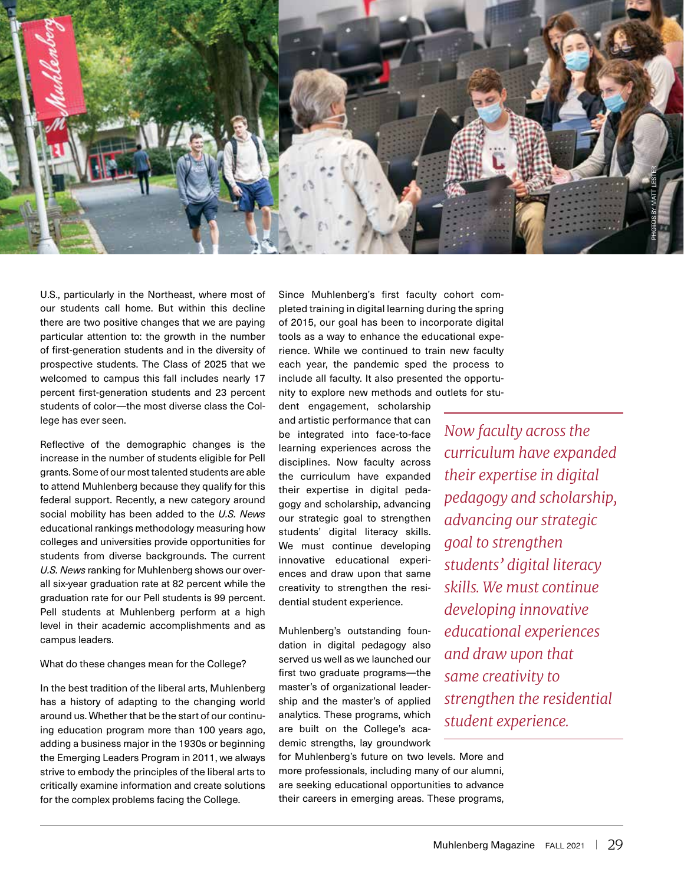U.S., particularly in the Northeast, where most of our students call home. But within this decline there are two positive changes that we are paying particular attention to: the growth in the number of first-generation students and in the diversity of prospective students. The Class of 2025 that we welcomed to campus this fall includes nearly 17 percent first-generation students and 23 percent students of color—the most diverse class the College has ever seen.

Reflective of the demographic changes is the increase in the number of students eligible for Pell grants. Some of our most talented students are able to attend Muhlenberg because they qualify for this federal support. Recently, a new category around social mobility has been added to the *U.S. News* educational rankings methodology measuring how colleges and universities provide opportunities for students from diverse backgrounds. The current *U.S. News* ranking for Muhlenberg shows our overall six-year graduation rate at 82 percent while the graduation rate for our Pell students is 99 percent. Pell students at Muhlenberg perform at a high level in their academic accomplishments and as campus leaders.

What do these changes mean for the College?

In the best tradition of the liberal arts, Muhlenberg has a history of adapting to the changing world around us. Whether that be the start of our continuing education program more than 100 years ago, adding a business major in the 1930s or beginning the Emerging Leaders Program in 2011, we always strive to embody the principles of the liberal arts to critically examine information and create solutions for the complex problems facing the College.

Since Muhlenberg's first faculty cohort completed training in digital learning during the spring of 2015, our goal has been to incorporate digital tools as a way to enhance the educational experience. While we continued to train new faculty each year, the pandemic sped the process to include all faculty. It also presented the opportunity to explore new methods and outlets for student engagement, scholarship and artistic performance that can be integrated into face-to-face learning experiences across the disciplines. Now faculty across the curriculum have expanded their expertise in digital pedagogy and scholarship, advancing our strategic goal to strengthen students' digital literacy skills. We must continue developing innovative educational experiences and draw upon that same creativity to strengthen the residential student experience.

> *Now faculty across the curriculum have expanded their expertise in digital pedagogy and scholarship, advancing our strategic goal to strengthen students' digital literacy skills. We must continue developing innovative educational experiences and draw upon that same creativity to strengthen the residential student experience.*

Muhlenberg's outstanding foundation in digital pedagogy also served us well as we launched our first two graduate programs—the master's of organizational leadership and the master's of applied analytics. These programs, which are built on the College's academic strengths, lay groundwork for Muhlenberg's future on two levels. More and more professionals, including many of our alumni, are seeking educational opportunities to advance their careers in emerging areas. These programs,

PHOTOS BY MATT LESTER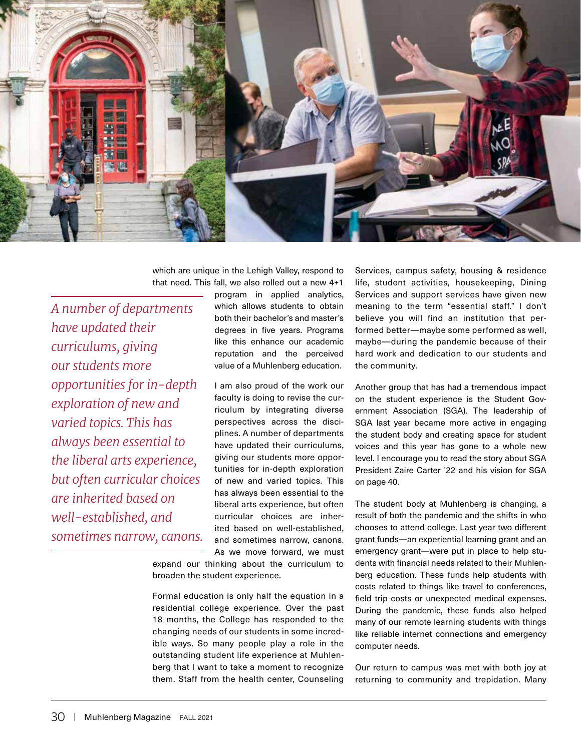which are unique in the Lehigh Valley, respond to that need. This fall, we also rolled out a new 4+1 program in applied analytics, which allows students to obtain both their bachelor's and master's degrees in five years. Programs like this enhance our academic reputation and the perceived value of a Muhlenberg education.

*A number of departments have updated their curriculums, giving our students more opportunities for in-depth exploration of new and varied topics. This has always been essential to the liberal arts experience, but often curricular choices are inherited based on well-established, and sometimes narrow, canons.*

I am also proud of the work our faculty is doing to revise the curriculum by integrating diverse perspectives across the disciplines. A number of departments have updated their curriculums, giving our students more opportunities for in-depth exploration of new and varied topics. This has always been essential to the liberal arts experience, but often curricular choices are inherited based on well-established, and sometimes narrow, canons. As we move forward, we must expand our thinking about the curriculum to broaden the student experience.

Formal education is only half the equation in a residential college experience. Over the past 18 months, the College has responded to the changing needs of our students in some incredible ways. So many people play a role in the outstanding student life experience at Muhlenberg that I want to take a moment to recognize them. Staff from the health center, Counseling Services, campus safety, housing & residence life, student activities, housekeeping, Dining Services and support services have given new meaning to the term "essential staff." I don't believe you will find an institution that performed better—maybe some performed as well, maybe—during the pandemic because of their hard work and dedication to our students and the community.

Another group that has had a tremendous impact on the student experience is the Student Government Association (SGA). The leadership of SGA last year became more active in engaging the student body and creating space for student voices and this year has gone to a whole new level. I encourage you to read the story about SGA President Zaire Carter '22 and his vision for SGA on page 40.

The student body at Muhlenberg is changing, a result of both the pandemic and the shifts in who chooses to attend college. Last year two different grant funds—an experiential learning grant and an emergency grant—were put in place to help students with financial needs related to their Muhlenberg education. These funds help students with costs related to things like travel to conferences, field trip costs or unexpected medical expenses. During the pandemic, these funds also helped many of our remote learning students with things like reliable internet connections and emergency computer needs.

Our return to campus was met with both joy at returning to community and trepidation. Many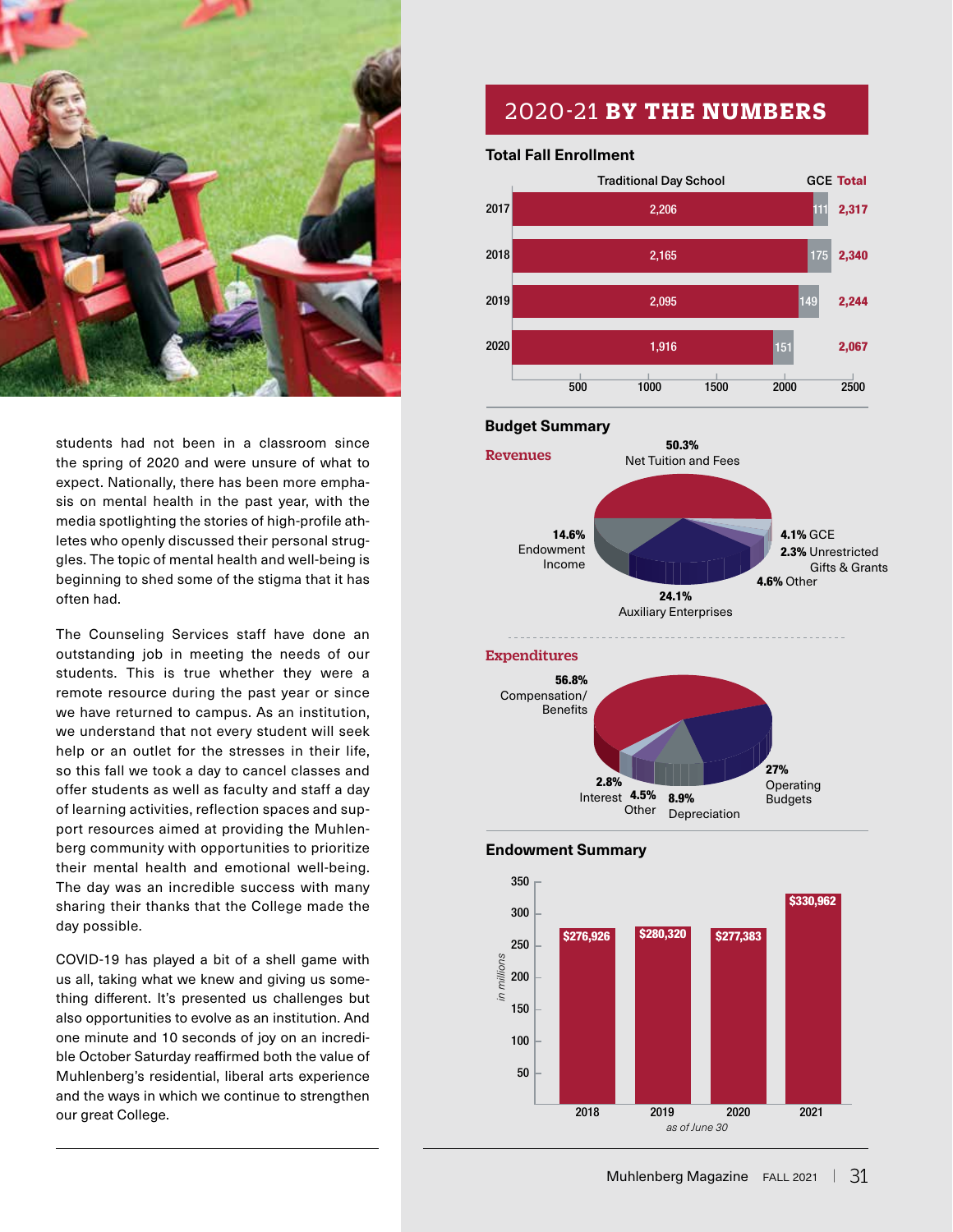students had not been in a classroom since the spring of 2020 and were unsure of what to expect. Nationally, there has been more emphasis on mental health in the past year, with the media spotlighting the stories of high-profile athletes who openly discussed their personal struggles. The topic of mental health and well-being is beginning to shed some of the stigma that it has often had.

The Counseling Services staff have done an outstanding job in meeting the needs of our students. This is true whether they were a remote resource during the past year or since we have returned to campus. As an institution, we understand that not every student will seek help or an outlet for the stresses in their life, so this fall we took a day to cancel classes and offer students as well as faculty and staff a day of learning activities, reflection spaces and support resources aimed at providing the Muhlenberg community with opportunities to prioritize their mental health and emotional well-being. The day was an incredible success with many sharing their thanks that the College made the day possible.

COVID-19 has played a bit of a shell game with us all, taking what we knew and giving us something different. It's presented us challenges but also opportunities to evolve as an institution. And one minute and 10 seconds of joy on an incredible October Saturday reaffirmed both the value of Muhlenberg's residential, liberal arts experience and the ways in which we continue to strengthen our great College.

## 2020-21 BY THE NUMBERS

### Total Fall Enrollment

Traditional Day School | GCE | Total

2017: 2,206 | 111 | 2,317

2018: 2,165 | 175 | 2,340

2019: 2,095 | 149 | 2,244

2020: 1,916 | 151 | 2,067

500 1000 1500 2000 2500

### Budget Summary

**Revenues**

**50.3%** Net Tuition and Fees

**14.6%** Endowment Income

**4.1%** GCE

**2.3%** Unrestricted Gifts & Grants

**4.6%** Other

**24.1%** Auxiliary Enterprises

**Expenditures**

**56.8%** Compensation/ Benefits

**2.8%** Interest

**4.5%** Other

**8.9%** Depreciation

**27%** Operating Budgets

### Endowment Summary

in millions

350 300 250 200 150 100 50

2018: $276,926

2019: $280,320

2020: $277,383

2021: $330,962

*as of June 30*